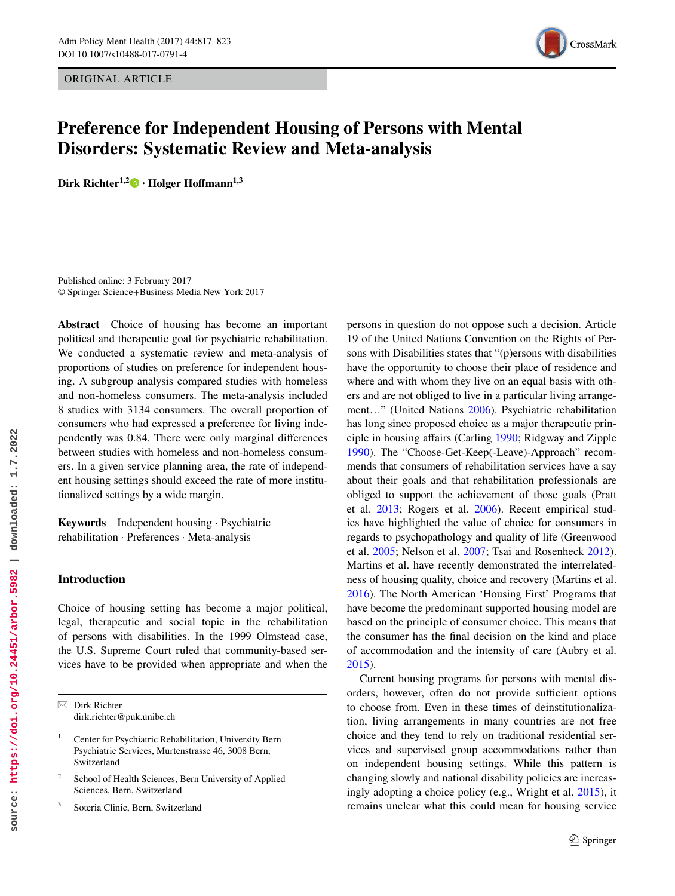ORIGINAL ARTICLE

# Preference for Independent Housing of Persons with Mental Disorders: Systematic Review and Meta-analysis

**Dirk Richter**[1,2] · **Holger Hoffmann**[1,3]

Published online: 3 February 2017
© Springer Science+Business Media New York 2017

**Abstract** Choice of housing has become an important political and therapeutic goal for psychiatric rehabilitation. We conducted a systematic review and meta-analysis of proportions of studies on preference for independent housing. A subgroup analysis compared studies with homeless and non-homeless consumers. The meta-analysis included 8 studies with 3134 consumers. The overall proportion of consumers who had expressed a preference for living independently was 0.84. There were only marginal differences between studies with homeless and non-homeless consumers. In a given service planning area, the rate of independent housing settings should exceed the rate of more institutionalized settings by a wide margin.

**Keywords** Independent housing · Psychiatric rehabilitation · Preferences · Meta-analysis

## Introduction

Choice of housing setting has become a major political, legal, therapeutic and social topic in the rehabilitation of persons with disabilities. In the 1999 Olmstead case, the U.S. Supreme Court ruled that community-based services have to be provided when appropriate and when the persons in question do not oppose such a decision. Article 19 of the United Nations Convention on the Rights of Persons with Disabilities states that "(p)ersons with disabilities have the opportunity to choose their place of residence and where and with whom they live on an equal basis with others and are not obliged to live in a particular living arrangement…" (United Nations 2006). Psychiatric rehabilitation has long since proposed choice as a major therapeutic principle in housing affairs (Carling 1990; Ridgway and Zipple 1990). The "Choose-Get-Keep(-Leave)-Approach" recommends that consumers of rehabilitation services have a say about their goals and that rehabilitation professionals are obliged to support the achievement of those goals (Pratt et al. 2013; Rogers et al. 2006). Recent empirical studies have highlighted the value of choice for consumers in regards to psychopathology and quality of life (Greenwood et al. 2005; Nelson et al. 2007; Tsai and Rosenheck 2012). Martins et al. have recently demonstrated the interrelatedness of housing quality, choice and recovery (Martins et al. 2016). The North American 'Housing First' Programs that have become the predominant supported housing model are based on the principle of consumer choice. This means that the consumer has the final decision on the kind and place of accommodation and the intensity of care (Aubry et al. 2015).

Current housing programs for persons with mental disorders, however, often do not provide sufficient options to choose from. Even in these times of deinstitutionalization, living arrangements in many countries are not free choice and they tend to rely on traditional residential services and supervised group accommodations rather than on independent housing settings. While this pattern is changing slowly and national disability policies are increasingly adopting a choice policy (e.g., Wright et al. 2015), it remains unclear what this could mean for housing service

---

✉ Dirk Richter
dirk.richter@puk.unibe.ch

[1] Center for Psychiatric Rehabilitation, University Bern Psychiatric Services, Murtenstrasse 46, 3008 Bern, Switzerland

[2] School of Health Sciences, Bern University of Applied Sciences, Bern, Switzerland

[3] Soteria Clinic, Bern, Switzerland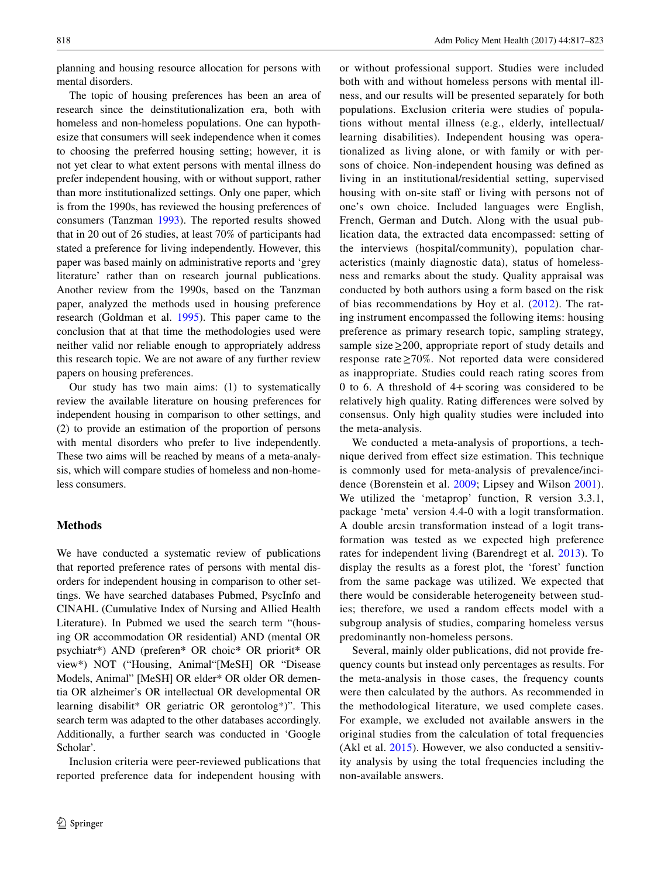planning and housing resource allocation for persons with mental disorders.

The topic of housing preferences has been an area of research since the deinstitutionalization era, both with homeless and non-homeless populations. One can hypothesize that consumers will seek independence when it comes to choosing the preferred housing setting; however, it is not yet clear to what extent persons with mental illness do prefer independent housing, with or without support, rather than more institutionalized settings. Only one paper, which is from the 1990s, has reviewed the housing preferences of consumers (Tanzman 1993). The reported results showed that in 20 out of 26 studies, at least 70% of participants had stated a preference for living independently. However, this paper was based mainly on administrative reports and 'grey literature' rather than on research journal publications. Another review from the 1990s, based on the Tanzman paper, analyzed the methods used in housing preference research (Goldman et al. 1995). This paper came to the conclusion that at that time the methodologies used were neither valid nor reliable enough to appropriately address this research topic. We are not aware of any further review papers on housing preferences.

Our study has two main aims: (1) to systematically review the available literature on housing preferences for independent housing in comparison to other settings, and (2) to provide an estimation of the proportion of persons with mental disorders who prefer to live independently. These two aims will be reached by means of a meta-analysis, which will compare studies of homeless and non-homeless consumers.

## Methods

We have conducted a systematic review of publications that reported preference rates of persons with mental disorders for independent housing in comparison to other settings. We have searched databases Pubmed, PsycInfo and CINAHL (Cumulative Index of Nursing and Allied Health Literature). In Pubmed we used the search term "(housing OR accommodation OR residential) AND (mental OR psychiatr*) AND (preferen* OR choic* OR priorit* OR view*) NOT ("Housing, Animal"[MeSH] OR "Disease Models, Animal" [MeSH] OR elder* OR older OR dementia OR alzheimer's OR intellectual OR developmental OR learning disabilit* OR geriatric OR gerontolog*)". This search term was adapted to the other databases accordingly. Additionally, a further search was conducted in 'Google Scholar'.

Inclusion criteria were peer-reviewed publications that reported preference data for independent housing with or without professional support. Studies were included both with and without homeless persons with mental illness, and our results will be presented separately for both populations. Exclusion criteria were studies of populations without mental illness (e.g., elderly, intellectual/learning disabilities). Independent housing was operationalized as living alone, or with family or with persons of choice. Non-independent housing was defined as living in an institutional/residential setting, supervised housing with on-site staff or living with persons not of one's own choice. Included languages were English, French, German and Dutch. Along with the usual publication data, the extracted data encompassed: setting of the interviews (hospital/community), population characteristics (mainly diagnostic data), status of homelessness and remarks about the study. Quality appraisal was conducted by both authors using a form based on the risk of bias recommendations by Hoy et al. (2012). The rating instrument encompassed the following items: housing preference as primary research topic, sampling strategy, sample size $\geq$200, appropriate report of study details and response rate $\geq$70%. Not reported data were considered as inappropriate. Studies could reach rating scores from 0 to 6. A threshold of 4+ scoring was considered to be relatively high quality. Rating differences were solved by consensus. Only high quality studies were included into the meta-analysis.

We conducted a meta-analysis of proportions, a technique derived from effect size estimation. This technique is commonly used for meta-analysis of prevalence/incidence (Borenstein et al. 2009; Lipsey and Wilson 2001). We utilized the 'metaprop' function, R version 3.3.1, package 'meta' version 4.4-0 with a logit transformation. A double arcsin transformation instead of a logit transformation was tested as we expected high preference rates for independent living (Barendregt et al. 2013). To display the results as a forest plot, the 'forest' function from the same package was utilized. We expected that there would be considerable heterogeneity between studies; therefore, we used a random effects model with a subgroup analysis of studies, comparing homeless versus predominantly non-homeless persons.

Several, mainly older publications, did not provide frequency counts but instead only percentages as results. For the meta-analysis in those cases, the frequency counts were then calculated by the authors. As recommended in the methodological literature, we used complete cases. For example, we excluded not available answers in the original studies from the calculation of total frequencies (Akl et al. 2015). However, we also conducted a sensitivity analysis by using the total frequencies including the non-available answers.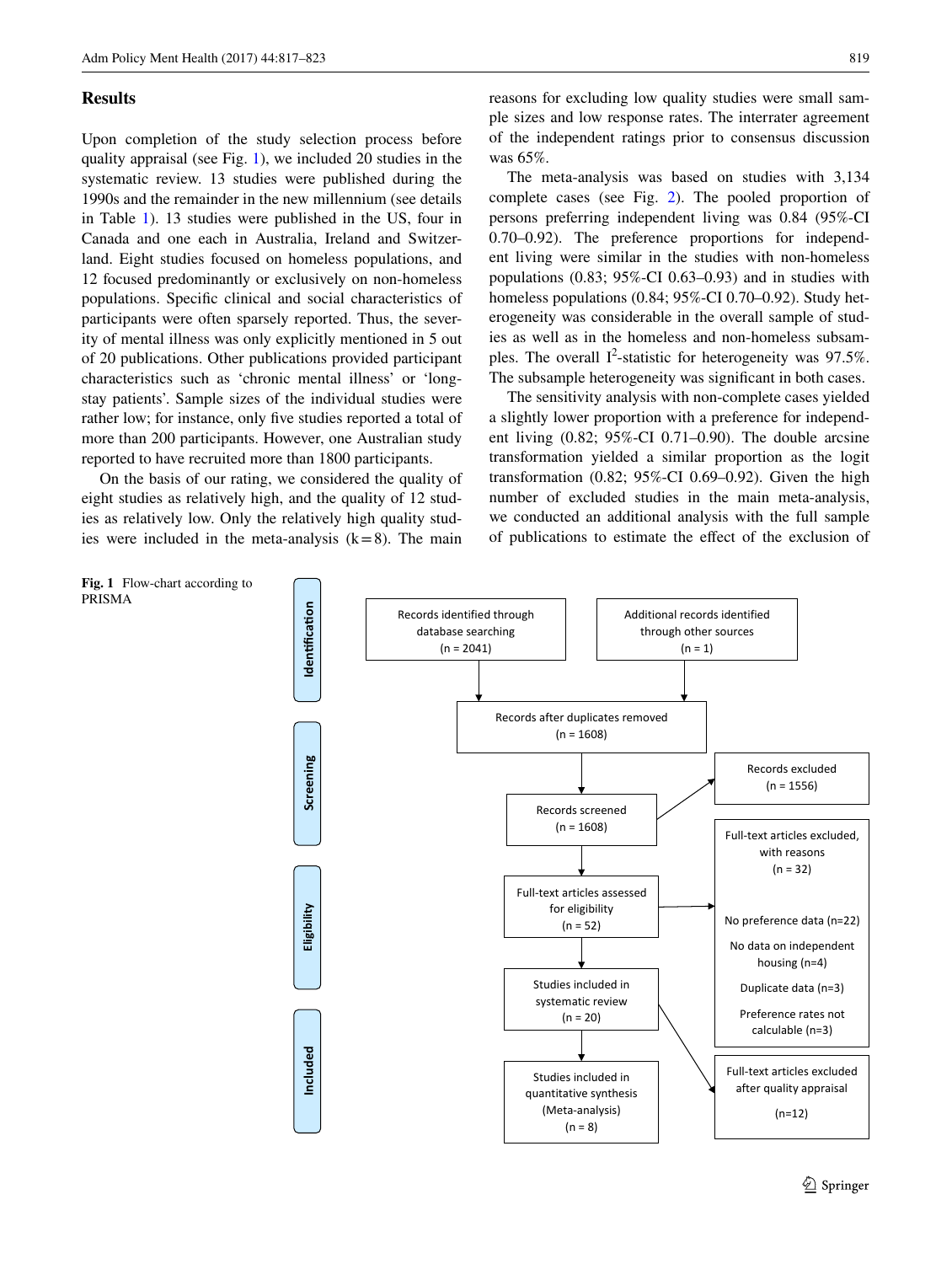## Results

Upon completion of the study selection process before quality appraisal (see Fig. 1), we included 20 studies in the systematic review. 13 studies were published during the 1990s and the remainder in the new millennium (see details in Table 1). 13 studies were published in the US, four in Canada and one each in Australia, Ireland and Switzerland. Eight studies focused on homeless populations, and 12 focused predominantly or exclusively on non-homeless populations. Specific clinical and social characteristics of participants were often sparsely reported. Thus, the severity of mental illness was only explicitly mentioned in 5 out of 20 publications. Other publications provided participant characteristics such as 'chronic mental illness' or 'long-stay patients'. Sample sizes of the individual studies were rather low; for instance, only five studies reported a total of more than 200 participants. However, one Australian study reported to have recruited more than 1800 participants.

On the basis of our rating, we considered the quality of eight studies as relatively high, and the quality of 12 studies as relatively low. Only the relatively high quality studies were included in the meta-analysis (k = 8). The main reasons for excluding low quality studies were small sample sizes and low response rates. The interrater agreement of the independent ratings prior to consensus discussion was 65%.

The meta-analysis was based on studies with 3,134 complete cases (see Fig. 2). The pooled proportion of persons preferring independent living was 0.84 (95%-CI 0.70–0.92). The preference proportions for independent living were similar in the studies with non-homeless populations (0.83; 95%-CI 0.63–0.93) and in studies with homeless populations (0.84; 95%-CI 0.70–0.92). Study heterogeneity was considerable in the overall sample of studies as well as in the homeless and non-homeless subsamples. The overall $I^2$-statistic for heterogeneity was 97.5%. The subsample heterogeneity was significant in both cases.

The sensitivity analysis with non-complete cases yielded a slightly lower proportion with a preference for independent living (0.82; 95%-CI 0.71–0.90). The double arcsine transformation yielded a similar proportion as the logit transformation (0.82; 95%-CI 0.69–0.92). Given the high number of excluded studies in the main meta-analysis, we conducted an additional analysis with the full sample of publications to estimate the effect of the exclusion of

**Fig. 1** Flow-chart according to PRISMA

- **Identification**
  - Records identified through database searching (n = 2041)
  - Additional records identified through other sources (n = 1)
  - Records after duplicates removed (n = 1608)
- **Screening**
  - Records screened (n = 1608)
  - Records excluded (n = 1556)
- **Eligibility**
  - Full-text articles assessed for eligibility (n = 52)
  - Full-text articles excluded, with reasons (n = 32)
    - No preference data (n=22)
    - No data on independent housing (n=4)
    - Duplicate data (n=3)
    - Preference rates not calculable (n=3)
- **Included**
  - Studies included in systematic review (n = 20)
  - Full-text articles excluded after quality appraisal (n=12)
  - Studies included in quantitative synthesis (Meta-analysis) (n = 8)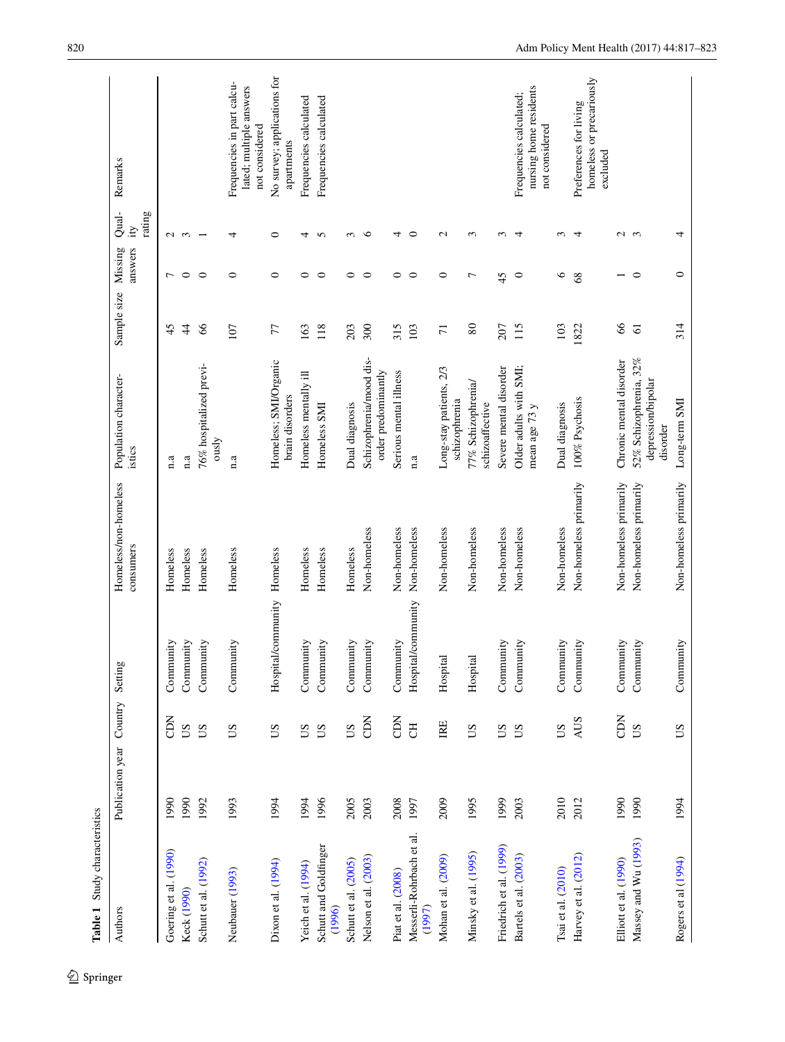**Table 1** Study characteristics

| Authors | Publication year | Country | Setting | Homeless/non-homeless consumers | Population characteristics | Sample size | Missing answers | Quality rating | Remarks |
|---|---|---|---|---|---|---|---|---|---|
| Goering et al. (1990) | 1990 | CDN | Community | Homeless | n.a | 45 | 7 | 2 | |
| Keck (1990) | 1990 | US | Community | Homeless | n.a | 44 | 0 | 3 | |
| Schutt et al. (1992) | 1992 | US | Community | Homeless | 76% hospitalized previously | 66 | 0 | 1 | |
| Neubauer (1993) | 1993 | US | Community | Homeless | n.a | 107 | 0 | 4 | Frequencies in part calculated; multiple answers not considered |
| Dixon et al. (1994) | 1994 | US | Hospital/community | Homeless | Homeless; SMI/Organic brain disorders | 77 | 0 | 0 | No survey; applications for apartments |
| Yeich et al. (1994) | 1994 | US | Community | Homeless | Homeless mentally ill | 163 | 0 | 4 | Frequencies calculated |
| Schutt and Goldfinger (1996) | 1996 | US | Community | Homeless | Homeless SMI | 118 | 0 | 5 | Frequencies calculated |
| Schutt et al. (2005) | 2005 | US | Community | Homeless | Dual diagnosis | 203 | 0 | 3 | |
| Nelson et al. (2003) | 2003 | CDN | Community | Non-homeless | Schizophrenia/mood disorder predominantly | 300 | 0 | 6 | |
| Piat et al. (2008) | 2008 | CDN | Community | Non-homeless | Serious mental illness | 315 | 0 | 4 | |
| Messerli-Rohrbach et al. (1997) | 1997 | CH | Hospital/community | Non-homeless | n.a | 103 | 0 | 0 | |
| Mohan et al. (2009) | 2009 | IRE | Hospital | Non-homeless | Long-stay patients, 2/3 schizophrenia | 71 | 0 | 2 | |
| Minsky et al. (1995) | 1995 | US | Hospital | Non-homeless | 77% Schizophrenia/schizoaffective | 80 | 7 | 3 | |
| Friedrich et al. (1999) | 1999 | US | Community | Non-homeless | Severe mental disorder | 207 | 45 | 3 | |
| Bartels et al. (2003) | 2003 | US | Community | Non-homeless | Older adults with SMI; mean age 73 y | 115 | 0 | 4 | Frequencies calculated; nursing home residents not considered |
| Tsai et al. (2010) | 2010 | US | Community | Non-homeless | Dual diagnosis | 103 | 6 | 3 | |
| Harvey et al. (2012) | 2012 | AUS | Community | Non-homeless primarily | 100% Psychosis | 1822 | 68 | 4 | Preferences for living homeless or precariously excluded |
| Elliott et al. (1990) | 1990 | CDN | Community | Non-homeless primarily | Chronic mental disorder | 66 | 1 | 2 | |
| Massey and Wu (1993) | 1990 | US | Community | Non-homeless primarily | 52% Schizophrenia, 32% depression/bipolar disorder | 61 | 0 | 3 | |
| Rogers et al (1994) | 1994 | US | Community | Non-homeless primarily | Long-term SMI | 314 | 0 | 4 | |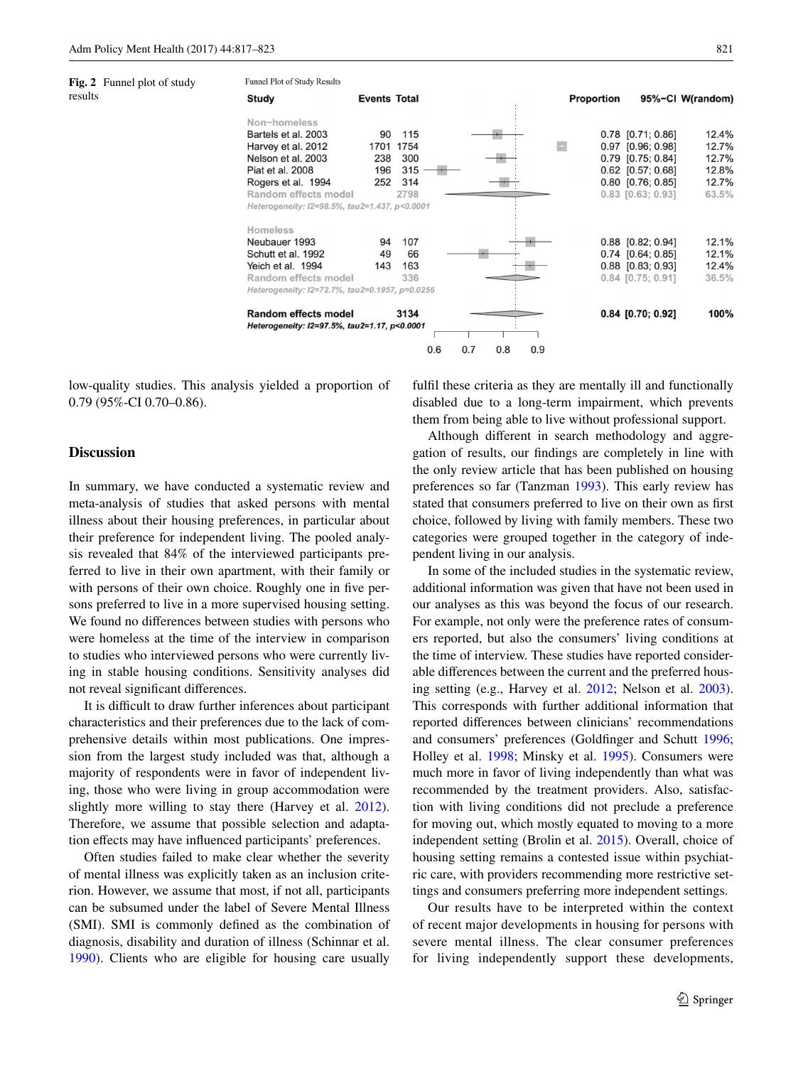**Fig. 2** Funnel plot of study results

Funnel Plot of Study Results

Study Events Total Proportion 95%-CI W(random)

Non-homeless

Bartels et al. 2003 90 115 0.78 [0.71; 0.86] 12.4%

Harvey et al. 2012 1701 1754 0.97 [0.96; 0.98] 12.7%

Nelson et al. 2003 238 300 0.79 [0.75; 0.84] 12.7%

Piat et al. 2008 196 315 0.62 [0.57; 0.68] 12.8%

Rogers et al. 1994 252 314 0.80 [0.76; 0.85] 12.7%

Random effects model 2798 0.83 [0.63; 0.93] 63.5%

Heterogeneity: I2=98.5%, tau2=1.437, p<0.0001

Homeless

Neubauer 1993 94 107 0.88 [0.82; 0.94] 12.1%

Schutt et al. 1992 49 66 0.74 [0.64; 0.85] 12.1%

Yeich et al. 1994 143 163 0.88 [0.83; 0.93] 12.4%

Random effects model 336 0.84 [0.75; 0.91] 36.5%

Heterogeneity: I2=72.7%, tau2=0.1957, p=0.0256

Random effects model 3134 0.84 [0.70; 0.92] 100%

Heterogeneity: I2=97.5%, tau2=1.17, p<0.0001

0.6 0.7 0.8 0.9

low-quality studies. This analysis yielded a proportion of 0.79 (95%-CI 0.70–0.86).

## Discussion

In summary, we have conducted a systematic review and meta-analysis of studies that asked persons with mental illness about their housing preferences, in particular about their preference for independent living. The pooled analysis revealed that 84% of the interviewed participants preferred to live in their own apartment, with their family or with persons of their own choice. Roughly one in five persons preferred to live in a more supervised housing setting. We found no differences between studies with persons who were homeless at the time of the interview in comparison to studies who interviewed persons who were currently living in stable housing conditions. Sensitivity analyses did not reveal significant differences.

It is difficult to draw further inferences about participant characteristics and their preferences due to the lack of comprehensive details within most publications. One impression from the largest study included was that, although a majority of respondents were in favor of independent living, those who were living in group accommodation were slightly more willing to stay there (Harvey et al. 2012). Therefore, we assume that possible selection and adaptation effects may have influenced participants' preferences.

Often studies failed to make clear whether the severity of mental illness was explicitly taken as an inclusion criterion. However, we assume that most, if not all, participants can be subsumed under the label of Severe Mental Illness (SMI). SMI is commonly defined as the combination of diagnosis, disability and duration of illness (Schinnar et al. 1990). Clients who are eligible for housing care usually fulfil these criteria as they are mentally ill and functionally disabled due to a long-term impairment, which prevents them from being able to live without professional support.

Although different in search methodology and aggregation of results, our findings are completely in line with the only review article that has been published on housing preferences so far (Tanzman 1993). This early review has stated that consumers preferred to live on their own as first choice, followed by living with family members. These two categories were grouped together in the category of independent living in our analysis.

In some of the included studies in the systematic review, additional information was given that have not been used in our analyses as this was beyond the focus of our research. For example, not only were the preference rates of consumers reported, but also the consumers' living conditions at the time of interview. These studies have reported considerable differences between the current and the preferred housing setting (e.g., Harvey et al. 2012; Nelson et al. 2003). This corresponds with further additional information that reported differences between clinicians' recommendations and consumers' preferences (Goldfinger and Schutt 1996; Holley et al. 1998; Minsky et al. 1995). Consumers were much more in favor of living independently than what was recommended by the treatment providers. Also, satisfaction with living conditions did not preclude a preference for moving out, which mostly equated to moving to a more independent setting (Brolin et al. 2015). Overall, choice of housing setting remains a contested issue within psychiatric care, with providers recommending more restrictive settings and consumers preferring more independent settings.

Our results have to be interpreted within the context of recent major developments in housing for persons with severe mental illness. The clear consumer preferences for living independently support these developments,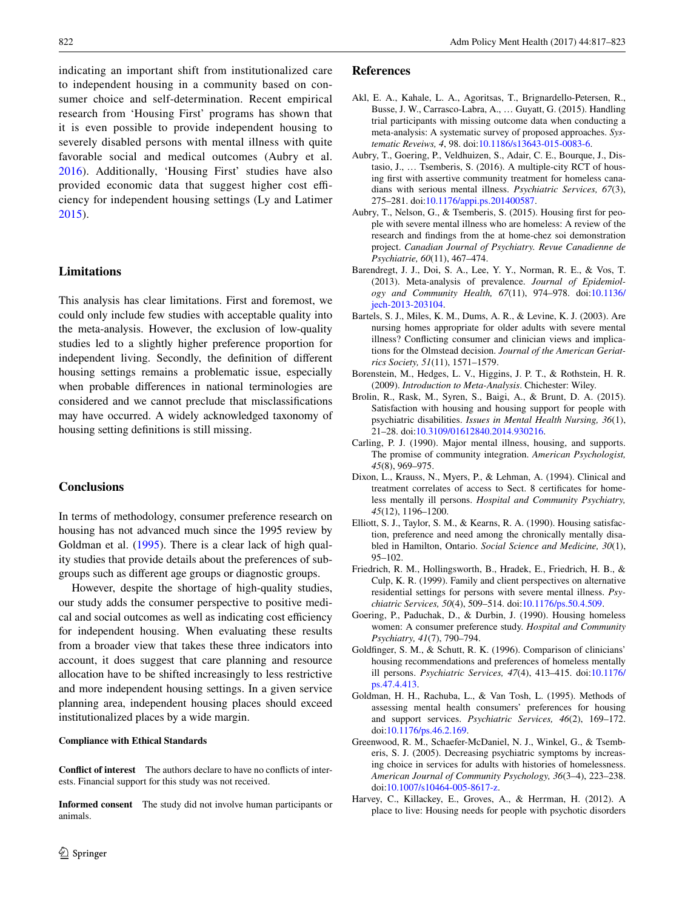indicating an important shift from institutionalized care to independent housing in a community based on consumer choice and self-determination. Recent empirical research from 'Housing First' programs has shown that it is even possible to provide independent housing to severely disabled persons with mental illness with quite favorable social and medical outcomes (Aubry et al. 2016). Additionally, 'Housing First' studies have also provided economic data that suggest higher cost efficiency for independent housing settings (Ly and Latimer 2015).

## Limitations

This analysis has clear limitations. First and foremost, we could only include few studies with acceptable quality into the meta-analysis. However, the exclusion of low-quality studies led to a slightly higher preference proportion for independent living. Secondly, the definition of different housing settings remains a problematic issue, especially when probable differences in national terminologies are considered and we cannot preclude that misclassifications may have occurred. A widely acknowledged taxonomy of housing setting definitions is still missing.

## Conclusions

In terms of methodology, consumer preference research on housing has not advanced much since the 1995 review by Goldman et al. (1995). There is a clear lack of high quality studies that provide details about the preferences of subgroups such as different age groups or diagnostic groups.

However, despite the shortage of high-quality studies, our study adds the consumer perspective to positive medical and social outcomes as well as indicating cost efficiency for independent housing. When evaluating these results from a broader view that takes these three indicators into account, it does suggest that care planning and resource allocation have to be shifted increasingly to less restrictive and more independent housing settings. In a given service planning area, independent housing places should exceed institutionalized places by a wide margin.

**Compliance with Ethical Standards**

**Conflict of interest** The authors declare to have no conflicts of interests. Financial support for this study was not received.

**Informed consent** The study did not involve human participants or animals.

## References

Akl, E. A., Kahale, L. A., Agoritsas, T., Brignardello-Petersen, R., Busse, J. W., Carrasco-Labra, A., … Guyatt, G. (2015). Handling trial participants with missing outcome data when conducting a meta-analysis: A systematic survey of proposed approaches. *Systematic Reveiws, 4*, 98. doi:10.1186/s13643-015-0083-6.

Aubry, T., Goering, P., Veldhuizen, S., Adair, C. E., Bourque, J., Distasio, J., … Tsemberis, S. (2016). A multiple-city RCT of housing first with assertive community treatment for homeless canadians with serious mental illness. *Psychiatric Services, 67*(3), 275–281. doi:10.1176/appi.ps.201400587.

Aubry, T., Nelson, G., & Tsemberis, S. (2015). Housing first for people with severe mental illness who are homeless: A review of the research and findings from the at home-chez soi demonstration project. *Canadian Journal of Psychiatry. Revue Canadienne de Psychiatrie, 60*(11), 467–474.

Barendregt, J. J., Doi, S. A., Lee, Y. Y., Norman, R. E., & Vos, T. (2013). Meta-analysis of prevalence. *Journal of Epidemiology and Community Health, 67*(11), 974–978. doi:10.1136/jech-2013-203104.

Bartels, S. J., Miles, K. M., Dums, A. R., & Levine, K. J. (2003). Are nursing homes appropriate for older adults with severe mental illness? Conflicting consumer and clinician views and implications for the Olmstead decision. *Journal of the American Geriatrics Society, 51*(11), 1571–1579.

Borenstein, M., Hedges, L. V., Higgins, J. P. T., & Rothstein, H. R. (2009). *Introduction to Meta-Analysis*. Chichester: Wiley.

Brolin, R., Rask, M., Syren, S., Baigi, A., & Brunt, D. A. (2015). Satisfaction with housing and housing support for people with psychiatric disabilities. *Issues in Mental Health Nursing, 36*(1), 21–28. doi:10.3109/01612840.2014.930216.

Carling, P. J. (1990). Major mental illness, housing, and supports. The promise of community integration. *American Psychologist, 45*(8), 969–975.

Dixon, L., Krauss, N., Myers, P., & Lehman, A. (1994). Clinical and treatment correlates of access to Sect. 8 certificates for homeless mentally ill persons. *Hospital and Community Psychiatry, 45*(12), 1196–1200.

Elliott, S. J., Taylor, S. M., & Kearns, R. A. (1990). Housing satisfaction, preference and need among the chronically mentally disabled in Hamilton, Ontario. *Social Science and Medicine, 30*(1), 95–102.

Friedrich, R. M., Hollingsworth, B., Hradek, E., Friedrich, H. B., & Culp, K. R. (1999). Family and client perspectives on alternative residential settings for persons with severe mental illness. *Psychiatric Services, 50*(4), 509–514. doi:10.1176/ps.50.4.509.

Goering, P., Paduchak, D., & Durbin, J. (1990). Housing homeless women: A consumer preference study. *Hospital and Community Psychiatry, 41*(7), 790–794.

Goldfinger, S. M., & Schutt, R. K. (1996). Comparison of clinicians' housing recommendations and preferences of homeless mentally ill persons. *Psychiatric Services, 47*(4), 413–415. doi:10.1176/ps.47.4.413.

Goldman, H. H., Rachuba, L., & Van Tosh, L. (1995). Methods of assessing mental health consumers' preferences for housing and support services. *Psychiatric Services, 46*(2), 169–172. doi:10.1176/ps.46.2.169.

Greenwood, R. M., Schaefer-McDaniel, N. J., Winkel, G., & Tsemberis, S. J. (2005). Decreasing psychiatric symptoms by increasing choice in services for adults with histories of homelessness. *American Journal of Community Psychology, 36*(3–4), 223–238. doi:10.1007/s10464-005-8617-z.

Harvey, C., Killackey, E., Groves, A., & Herrman, H. (2012). A place to live: Housing needs for people with psychotic disorders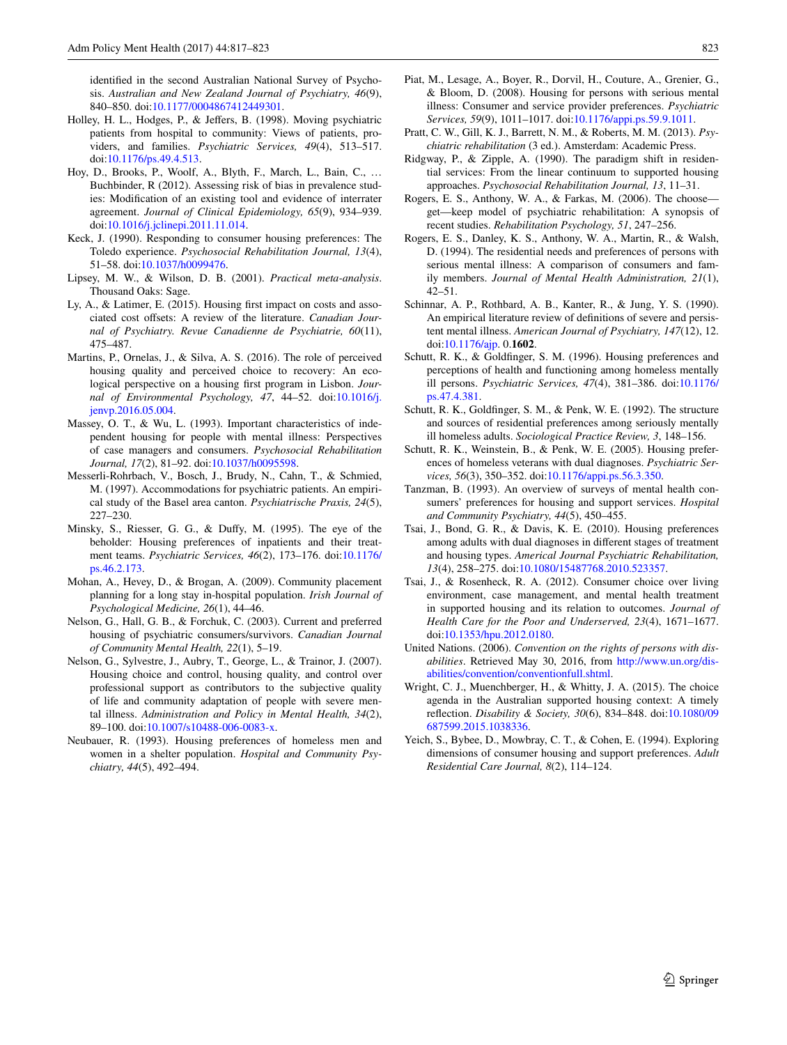identified in the second Australian National Survey of Psychosis. *Australian and New Zealand Journal of Psychiatry, 46*(9), 840–850. doi:10.1177/0004867412449301.

Holley, H. L., Hodges, P., & Jeffers, B. (1998). Moving psychiatric patients from hospital to community: Views of patients, providers, and families. *Psychiatric Services, 49*(4), 513–517. doi:10.1176/ps.49.4.513.

Hoy, D., Brooks, P., Woolf, A., Blyth, F., March, L., Bain, C., … Buchbinder, R (2012). Assessing risk of bias in prevalence studies: Modification of an existing tool and evidence of interrater agreement. *Journal of Clinical Epidemiology, 65*(9), 934–939. doi:10.1016/j.jclinepi.2011.11.014.

Keck, J. (1990). Responding to consumer housing preferences: The Toledo experience. *Psychosocial Rehabilitation Journal, 13*(4), 51–58. doi:10.1037/h0099476.

Lipsey, M. W., & Wilson, D. B. (2001). *Practical meta-analysis*. Thousand Oaks: Sage.

Ly, A., & Latimer, E. (2015). Housing first impact on costs and associated cost offsets: A review of the literature. *Canadian Journal of Psychiatry. Revue Canadienne de Psychiatrie, 60*(11), 475–487.

Martins, P., Ornelas, J., & Silva, A. S. (2016). The role of perceived housing quality and perceived choice to recovery: An ecological perspective on a housing first program in Lisbon. *Journal of Environmental Psychology, 47*, 44–52. doi:10.1016/j.jenvp.2016.05.004.

Massey, O. T., & Wu, L. (1993). Important characteristics of independent housing for people with mental illness: Perspectives of case managers and consumers. *Psychosocial Rehabilitation Journal, 17*(2), 81–92. doi:10.1037/h0095598.

Messerli-Rohrbach, V., Bosch, J., Brudy, N., Cahn, T., & Schmied, M. (1997). Accommodations for psychiatric patients. An empirical study of the Basel area canton. *Psychiatrische Praxis, 24*(5), 227–230.

Minsky, S., Riesser, G. G., & Duffy, M. (1995). The eye of the beholder: Housing preferences of inpatients and their treatment teams. *Psychiatric Services, 46*(2), 173–176. doi:10.1176/ps.46.2.173.

Mohan, A., Hevey, D., & Brogan, A. (2009). Community placement planning for a long stay in-hospital population. *Irish Journal of Psychological Medicine, 26*(1), 44–46.

Nelson, G., Hall, G. B., & Forchuk, C. (2003). Current and preferred housing of psychiatric consumers/survivors. *Canadian Journal of Community Mental Health, 22*(1), 5–19.

Nelson, G., Sylvestre, J., Aubry, T., George, L., & Trainor, J. (2007). Housing choice and control, housing quality, and control over professional support as contributors to the subjective quality of life and community adaptation of people with severe mental illness. *Administration and Policy in Mental Health, 34*(2), 89–100. doi:10.1007/s10488-006-0083-x.

Neubauer, R. (1993). Housing preferences of homeless men and women in a shelter population. *Hospital and Community Psychiatry, 44*(5), 492–494.

Piat, M., Lesage, A., Boyer, R., Dorvil, H., Couture, A., Grenier, G., & Bloom, D. (2008). Housing for persons with serious mental illness: Consumer and service provider preferences. *Psychiatric Services, 59*(9), 1011–1017. doi:10.1176/appi.ps.59.9.1011.

Pratt, C. W., Gill, K. J., Barrett, N. M., & Roberts, M. M. (2013). *Psychiatric rehabilitation* (3 ed.). Amsterdam: Academic Press.

Ridgway, P., & Zipple, A. (1990). The paradigm shift in residential services: From the linear continuum to supported housing approaches. *Psychosocial Rehabilitation Journal, 13*, 11–31.

Rogers, E. S., Anthony, W. A., & Farkas, M. (2006). The choose—get—keep model of psychiatric rehabilitation: A synopsis of recent studies. *Rehabilitation Psychology, 51*, 247–256.

Rogers, E. S., Danley, K. S., Anthony, W. A., Martin, R., & Walsh, D. (1994). The residential needs and preferences of persons with serious mental illness: A comparison of consumers and family members. *Journal of Mental Health Administration, 21*(1), 42–51.

Schinnar, A. P., Rothbard, A. B., Kanter, R., & Jung, Y. S. (1990). An empirical literature review of definitions of severe and persistent mental illness. *American Journal of Psychiatry, 147*(12), 12. doi:10.1176/ajp. 0.**1602**.

Schutt, R. K., & Goldfinger, S. M. (1996). Housing preferences and perceptions of health and functioning among homeless mentally ill persons. *Psychiatric Services, 47*(4), 381–386. doi:10.1176/ps.47.4.381.

Schutt, R. K., Goldfinger, S. M., & Penk, W. E. (1992). The structure and sources of residential preferences among seriously mentally ill homeless adults. *Sociological Practice Review, 3*, 148–156.

Schutt, R. K., Weinstein, B., & Penk, W. E. (2005). Housing preferences of homeless veterans with dual diagnoses. *Psychiatric Services, 56*(3), 350–352. doi:10.1176/appi.ps.56.3.350.

Tanzman, B. (1993). An overview of surveys of mental health consumers' preferences for housing and support services. *Hospital and Community Psychiatry, 44*(5), 450–455.

Tsai, J., Bond, G. R., & Davis, K. E. (2010). Housing preferences among adults with dual diagnoses in different stages of treatment and housing types. *Americal Journal Psychiatric Rehabilitation, 13*(4), 258–275. doi:10.1080/15487768.2010.523357.

Tsai, J., & Rosenheck, R. A. (2012). Consumer choice over living environment, case management, and mental health treatment in supported housing and its relation to outcomes. *Journal of Health Care for the Poor and Underserved, 23*(4), 1671–1677. doi:10.1353/hpu.2012.0180.

United Nations. (2006). *Convention on the rights of persons with disabilities*. Retrieved May 30, 2016, from http://www.un.org/disabilities/convention/conventionfull.shtml.

Wright, C. J., Muenchberger, H., & Whitty, J. A. (2015). The choice agenda in the Australian supported housing context: A timely reflection. *Disability & Society, 30*(6), 834–848. doi:10.1080/09687599.2015.1038336.

Yeich, S., Bybee, D., Mowbray, C. T., & Cohen, E. (1994). Exploring dimensions of consumer housing and support preferences. *Adult Residential Care Journal, 8*(2), 114–124.